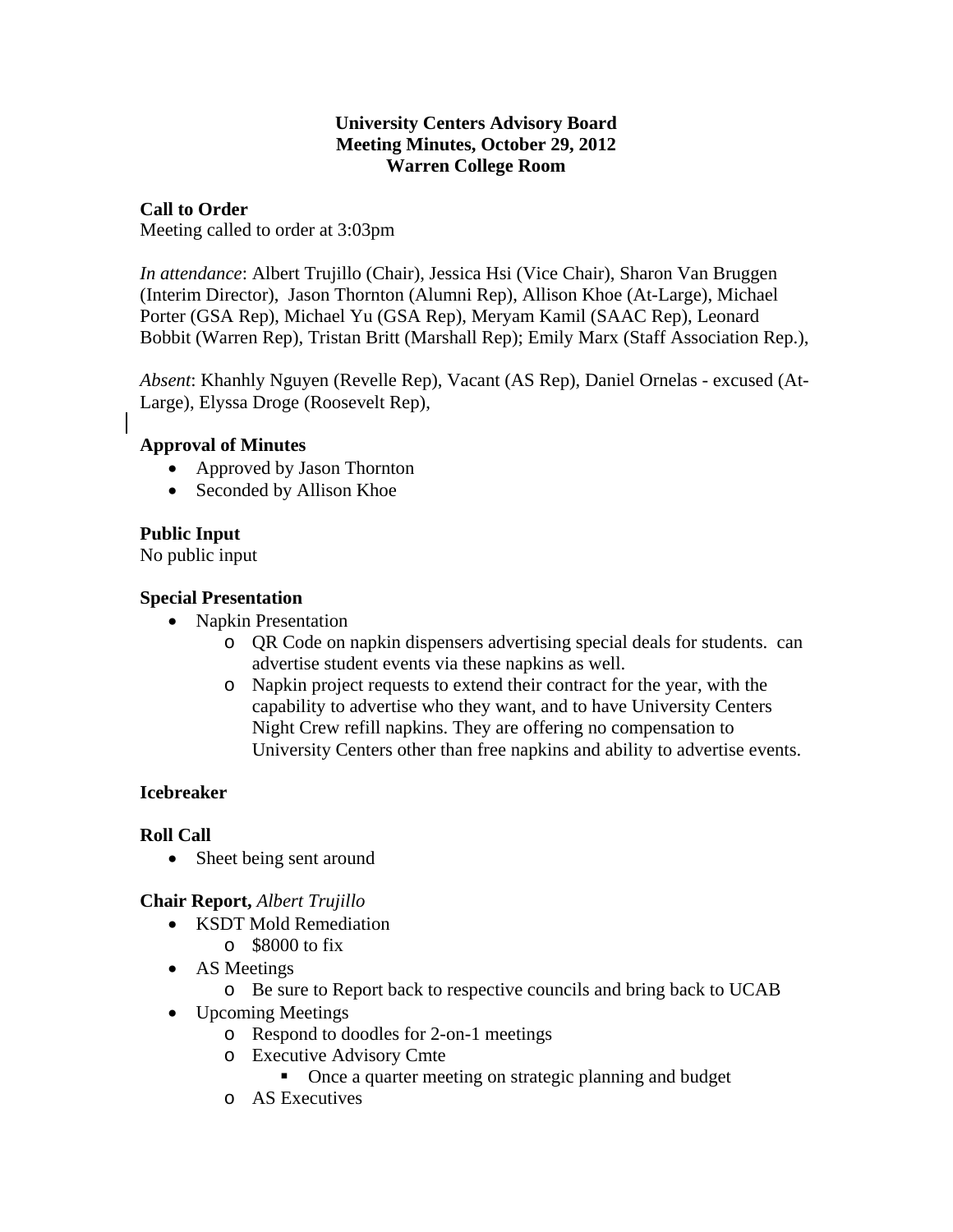**University Centers Advisory Board**
**Meeting Minutes, October 29, 2012**
**Warren College Room**

**Call to Order**
Meeting called to order at 3:03pm

*In attendance*: Albert Trujillo (Chair), Jessica Hsi (Vice Chair), Sharon Van Bruggen (Interim Director), Jason Thornton (Alumni Rep), Allison Khoe (At-Large), Michael Porter (GSA Rep), Michael Yu (GSA Rep), Meryam Kamil (SAAC Rep), Leonard Bobbit (Warren Rep), Tristan Britt (Marshall Rep); Emily Marx (Staff Association Rep.),

*Absent*: Khanhly Nguyen (Revelle Rep), Vacant (AS Rep), Daniel Ornelas - excused (At-Large), Elyssa Droge (Roosevelt Rep),

**Approval of Minutes**

- Approved by Jason Thornton
- Seconded by Allison Khoe

**Public Input**
No public input

**Special Presentation**

- Napkin Presentation
  - QR Code on napkin dispensers advertising special deals for students. can advertise student events via these napkins as well.
  - Napkin project requests to extend their contract for the year, with the capability to advertise who they want, and to have University Centers Night Crew refill napkins. They are offering no compensation to University Centers other than free napkins and ability to advertise events.

**Icebreaker**

**Roll Call**

- Sheet being sent around

**Chair Report,** *Albert Trujillo*

- KSDT Mold Remediation
  - $8000 to fix
- AS Meetings
  - Be sure to Report back to respective councils and bring back to UCAB
- Upcoming Meetings
  - Respond to doodles for 2-on-1 meetings
  - Executive Advisory Cmte
    - Once a quarter meeting on strategic planning and budget
  - AS Executives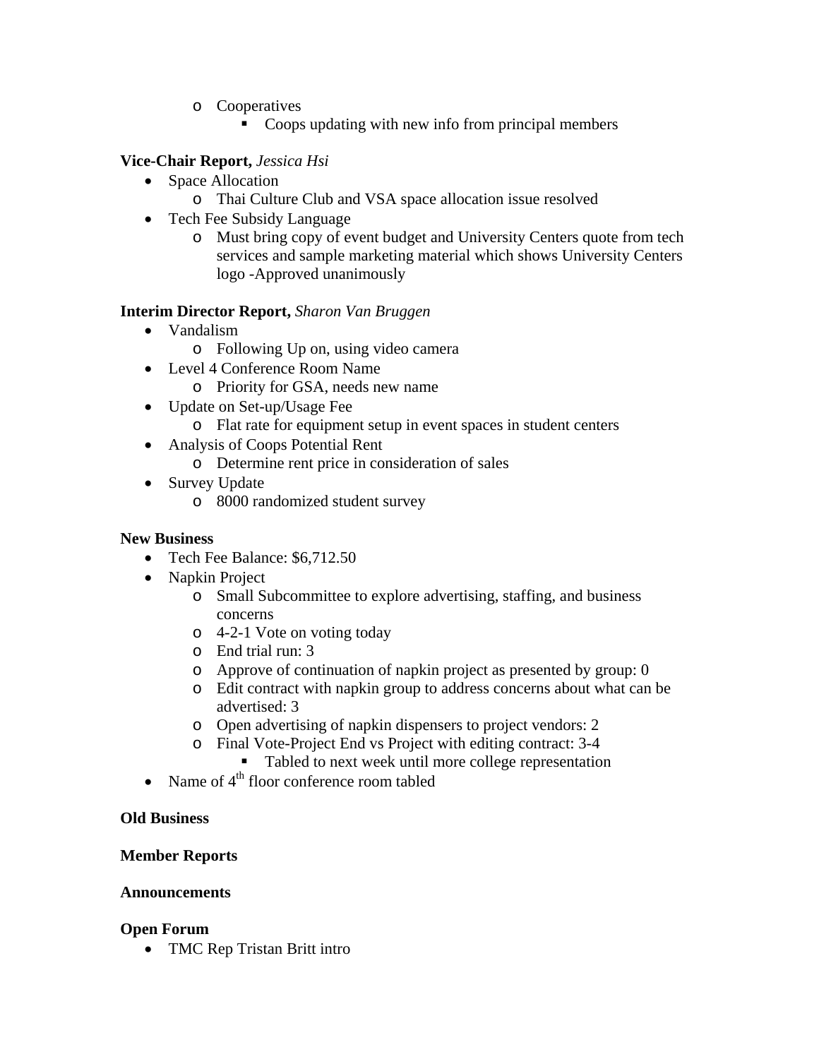- Cooperatives
    - Coops updating with new info from principal members

**Vice-Chair Report,** *Jessica Hsi*

- Space Allocation
  - Thai Culture Club and VSA space allocation issue resolved
- Tech Fee Subsidy Language
  - Must bring copy of event budget and University Centers quote from tech services and sample marketing material which shows University Centers logo -Approved unanimously

**Interim Director Report,** *Sharon Van Bruggen*

- Vandalism
  - Following Up on, using video camera
- Level 4 Conference Room Name
  - Priority for GSA, needs new name
- Update on Set-up/Usage Fee
  - Flat rate for equipment setup in event spaces in student centers
- Analysis of Coops Potential Rent
  - Determine rent price in consideration of sales
- Survey Update
  - 8000 randomized student survey

**New Business**

- Tech Fee Balance: $6,712.50
- Napkin Project
  - Small Subcommittee to explore advertising, staffing, and business concerns
  - 4-2-1 Vote on voting today
  - End trial run: 3
  - Approve of continuation of napkin project as presented by group: 0
  - Edit contract with napkin group to address concerns about what can be advertised: 3
  - Open advertising of napkin dispensers to project vendors: 2
  - Final Vote-Project End vs Project with editing contract: 3-4
    - Tabled to next week until more college representation
- Name of 4th floor conference room tabled

**Old Business**

**Member Reports**

**Announcements**

**Open Forum**

- TMC Rep Tristan Britt intro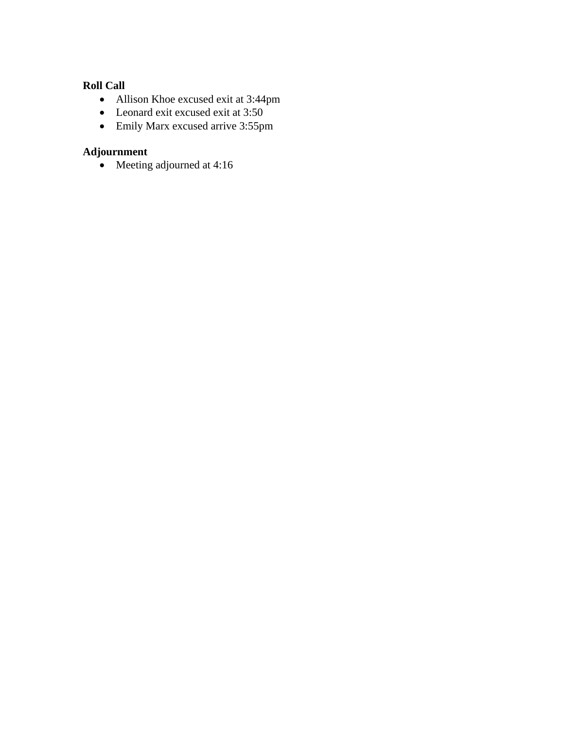**Roll Call**

- Allison Khoe excused exit at 3:44pm
- Leonard exit excused exit at 3:50
- Emily Marx excused arrive 3:55pm

**Adjournment**

- Meeting adjourned at 4:16